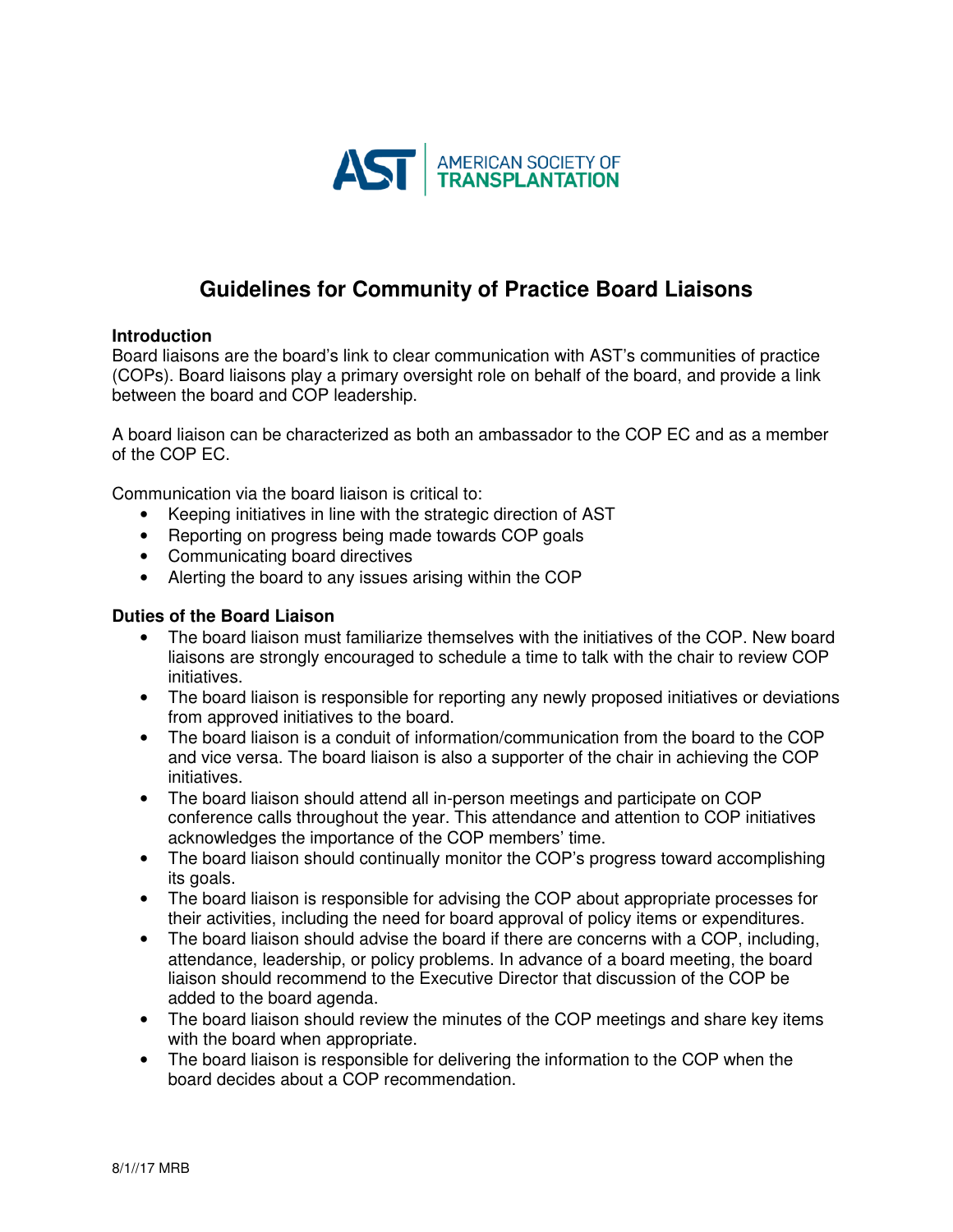AMERICAN SOCIETY OF TRANSPLANTATION

# Guidelines for Community of Practice Board Liaisons

**Introduction**

Board liaisons are the board's link to clear communication with AST's communities of practice (COPs). Board liaisons play a primary oversight role on behalf of the board, and provide a link between the board and COP leadership.

A board liaison can be characterized as both an ambassador to the COP EC and as a member of the COP EC.

Communication via the board liaison is critical to:

- Keeping initiatives in line with the strategic direction of AST
- Reporting on progress being made towards COP goals
- Communicating board directives
- Alerting the board to any issues arising within the COP

**Duties of the Board Liaison**

- The board liaison must familiarize themselves with the initiatives of the COP. New board liaisons are strongly encouraged to schedule a time to talk with the chair to review COP initiatives.
- The board liaison is responsible for reporting any newly proposed initiatives or deviations from approved initiatives to the board.
- The board liaison is a conduit of information/communication from the board to the COP and vice versa. The board liaison is also a supporter of the chair in achieving the COP initiatives.
- The board liaison should attend all in-person meetings and participate on COP conference calls throughout the year. This attendance and attention to COP initiatives acknowledges the importance of the COP members' time.
- The board liaison should continually monitor the COP's progress toward accomplishing its goals.
- The board liaison is responsible for advising the COP about appropriate processes for their activities, including the need for board approval of policy items or expenditures.
- The board liaison should advise the board if there are concerns with a COP, including, attendance, leadership, or policy problems. In advance of a board meeting, the board liaison should recommend to the Executive Director that discussion of the COP be added to the board agenda.
- The board liaison should review the minutes of the COP meetings and share key items with the board when appropriate.
- The board liaison is responsible for delivering the information to the COP when the board decides about a COP recommendation.

8/1//17 MRB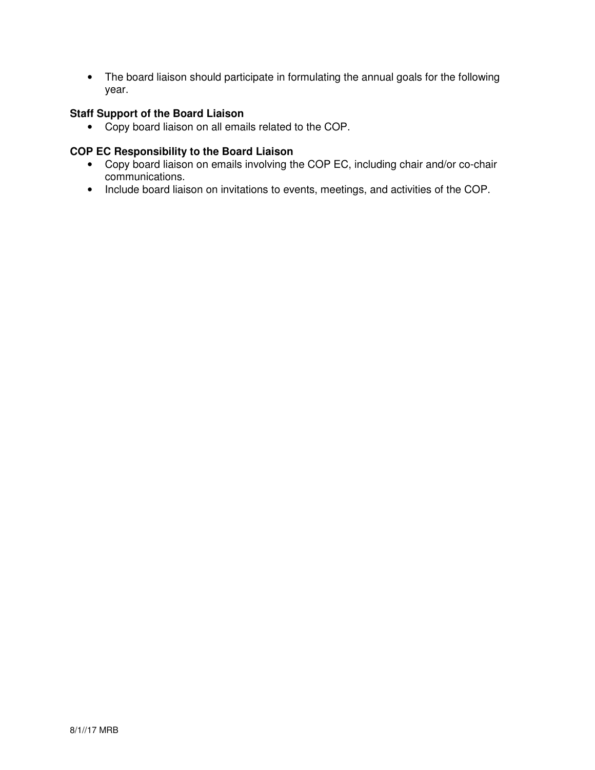- The board liaison should participate in formulating the annual goals for the following year.

**Staff Support of the Board Liaison**

- Copy board liaison on all emails related to the COP.

**COP EC Responsibility to the Board Liaison**

- Copy board liaison on emails involving the COP EC, including chair and/or co-chair communications.
- Include board liaison on invitations to events, meetings, and activities of the COP.

8/1//17 MRB